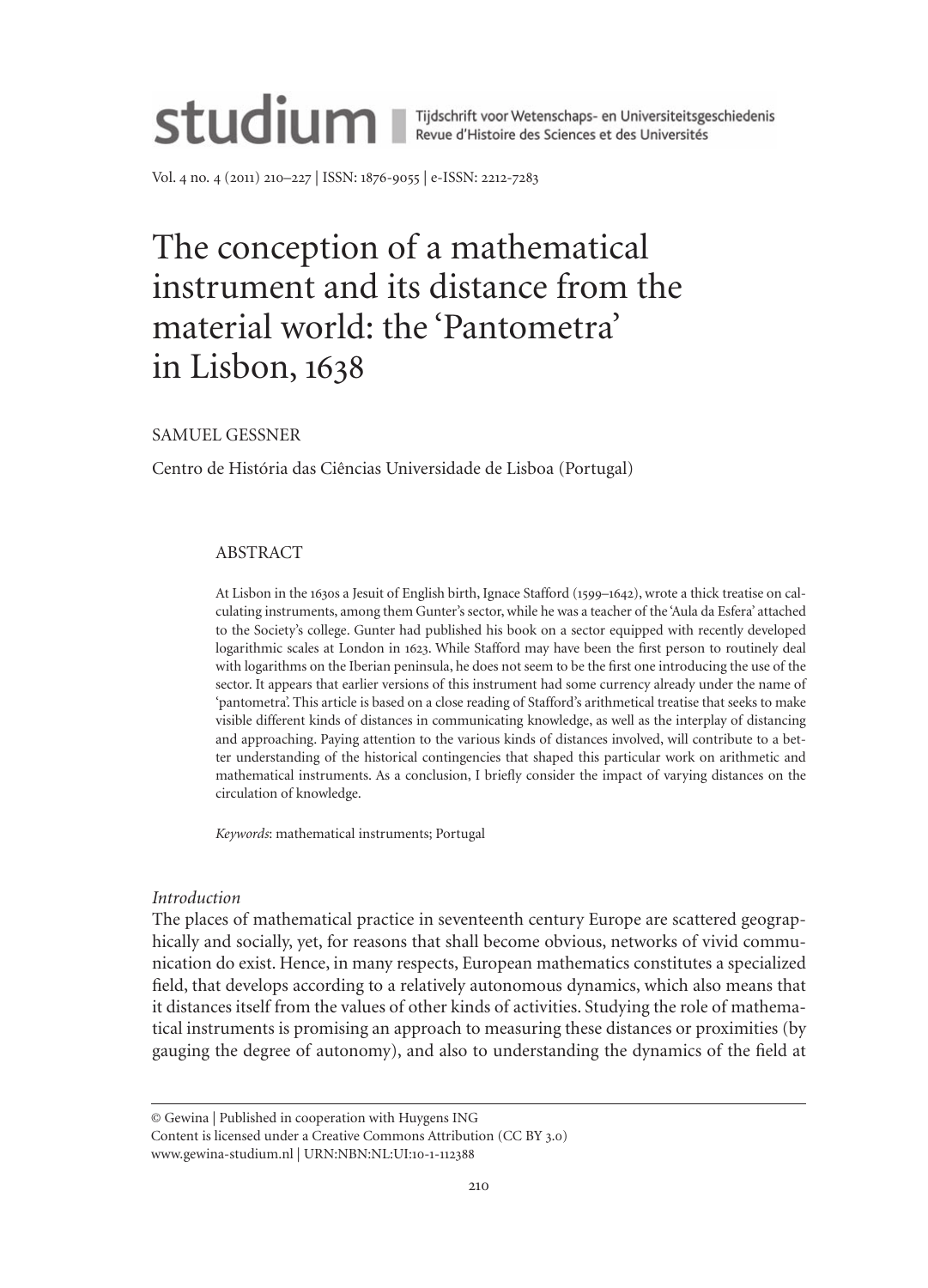# The conception of a mathematical instrument and its distance from the material world: the 'Pantometra' in Lisbon, 1638

SAMUEL GESSNER

Centro de História das Ciências Universidade de Lisboa (Portugal)

## ABSTRACT

At Lisbon in the 1630s a Jesuit of English birth, Ignace Stafford (1599–1642), wrote a thick treatise on calculating instruments, among them Gunter's sector, while he was a teacher of the 'Aula da Esfera' attached to the Society's college. Gunter had published his book on a sector equipped with recently developed logarithmic scales at London in 1623. While Stafford may have been the first person to routinely deal with logarithms on the Iberian peninsula, he does not seem to be the first one introducing the use of the sector. It appears that earlier versions of this instrument had some currency already under the name of 'pantometra'. This article is based on a close reading of Stafford's arithmetical treatise that seeks to make visible different kinds of distances in communicating knowledge, as well as the interplay of distancing and approaching. Paying attention to the various kinds of distances involved, will contribute to a better understanding of the historical contingencies that shaped this particular work on arithmetic and mathematical instruments. As a conclusion, I briefly consider the impact of varying distances on the circulation of knowledge.

*Keywords*: mathematical instruments; Portugal

*Introduction*

The places of mathematical practice in seventeenth century Europe are scattered geographically and socially, yet, for reasons that shall become obvious, networks of vivid communication do exist. Hence, in many respects, European mathematics constitutes a specialized field, that develops according to a relatively autonomous dynamics, which also means that it distances itself from the values of other kinds of activities. Studying the role of mathematical instruments is promising an approach to measuring these distances or proximities (by gauging the degree of autonomy), and also to understanding the dynamics of the field at

© Gewina | Published in cooperation with Huygens ING
Content is licensed under a Creative Commons Attribution (CC BY 3.0)
www.gewina-studium.nl | URN:NBN:NL:UI:10-1-112388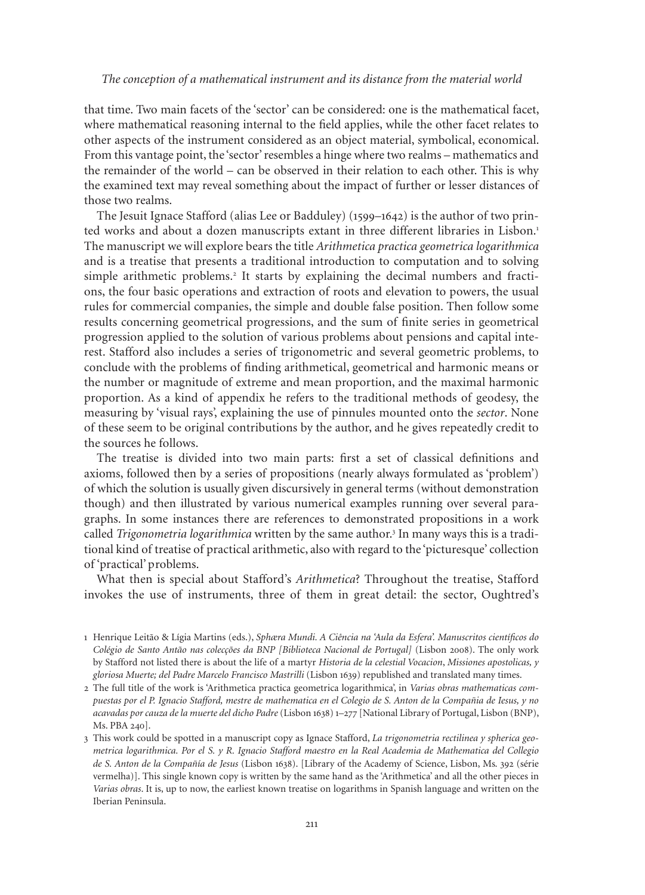that time. Two main facets of the 'sector' can be considered: one is the mathematical facet, where mathematical reasoning internal to the field applies, while the other facet relates to other aspects of the instrument considered as an object material, symbolical, economical. From this vantage point, the 'sector' resembles a hinge where two realms – mathematics and the remainder of the world – can be observed in their relation to each other. This is why the examined text may reveal something about the impact of further or lesser distances of those two realms.

The Jesuit Ignace Stafford (alias Lee or Badduley) (1599–1642) is the author of two printed works and about a dozen manuscripts extant in three different libraries in Lisbon.[1] The manuscript we will explore bears the title *Arithmetica practica geometrica logarithmica* and is a treatise that presents a traditional introduction to computation and to solving simple arithmetic problems.[2] It starts by explaining the decimal numbers and fractions, the four basic operations and extraction of roots and elevation to powers, the usual rules for commercial companies, the simple and double false position. Then follow some results concerning geometrical progressions, and the sum of finite series in geometrical progression applied to the solution of various problems about pensions and capital interest. Stafford also includes a series of trigonometric and several geometric problems, to conclude with the problems of finding arithmetical, geometrical and harmonic means or the number or magnitude of extreme and mean proportion, and the maximal harmonic proportion. As a kind of appendix he refers to the traditional methods of geodesy, the measuring by 'visual rays', explaining the use of pinnules mounted onto the *sector*. None of these seem to be original contributions by the author, and he gives repeatedly credit to the sources he follows.

The treatise is divided into two main parts: first a set of classical definitions and axioms, followed then by a series of propositions (nearly always formulated as 'problem') of which the solution is usually given discursively in general terms (without demonstration though) and then illustrated by various numerical examples running over several paragraphs. In some instances there are references to demonstrated propositions in a work called *Trigonometria logarithmica* written by the same author.[3] In many ways this is a traditional kind of treatise of practical arithmetic, also with regard to the 'picturesque' collection of 'practical' problems.

What then is special about Stafford's *Arithmetica*? Throughout the treatise, Stafford invokes the use of instruments, three of them in great detail: the sector, Oughtred's

---

1 Henrique Leitão & Lígia Martins (eds.), *Sphæra Mundi. A Ciência na 'Aula da Esfera'. Manuscritos científicos do Colégio de Santo Antão nas colecções da BNP [Biblioteca Nacional de Portugal]* (Lisbon 2008). The only work by Stafford not listed there is about the life of a martyr *Historia de la celestial Vocacion*, *Missiones apostolicas, y gloriosa Muerte; del Padre Marcelo Francisco Mastrilli* (Lisbon 1639) republished and translated many times.

2 The full title of the work is 'Arithmetica practica geometrica logarithmica', in *Varias obras mathematicas compuestas por el P. Ignacio Stafford, mestre de mathematica en el Colegio de S. Anton de la Compañia de Iesus, y no acavadas por cauza de la muerte del dicho Padre* (Lisbon 1638) 1–277 [National Library of Portugal, Lisbon (BNP), Ms. PBA 240].

3 This work could be spotted in a manuscript copy as Ignace Stafford, *La trigonometria rectilinea y spherica geometrica logarithmica. Por el S. y R. Ignacio Stafford maestro en la Real Academia de Mathematica del Collegio de S. Anton de la Compañía de Jesus* (Lisbon 1638). [Library of the Academy of Science, Lisbon, Ms. 392 (série vermelha)]. This single known copy is written by the same hand as the 'Arithmetica' and all the other pieces in *Varias obras*. It is, up to now, the earliest known treatise on logarithms in Spanish language and written on the Iberian Peninsula.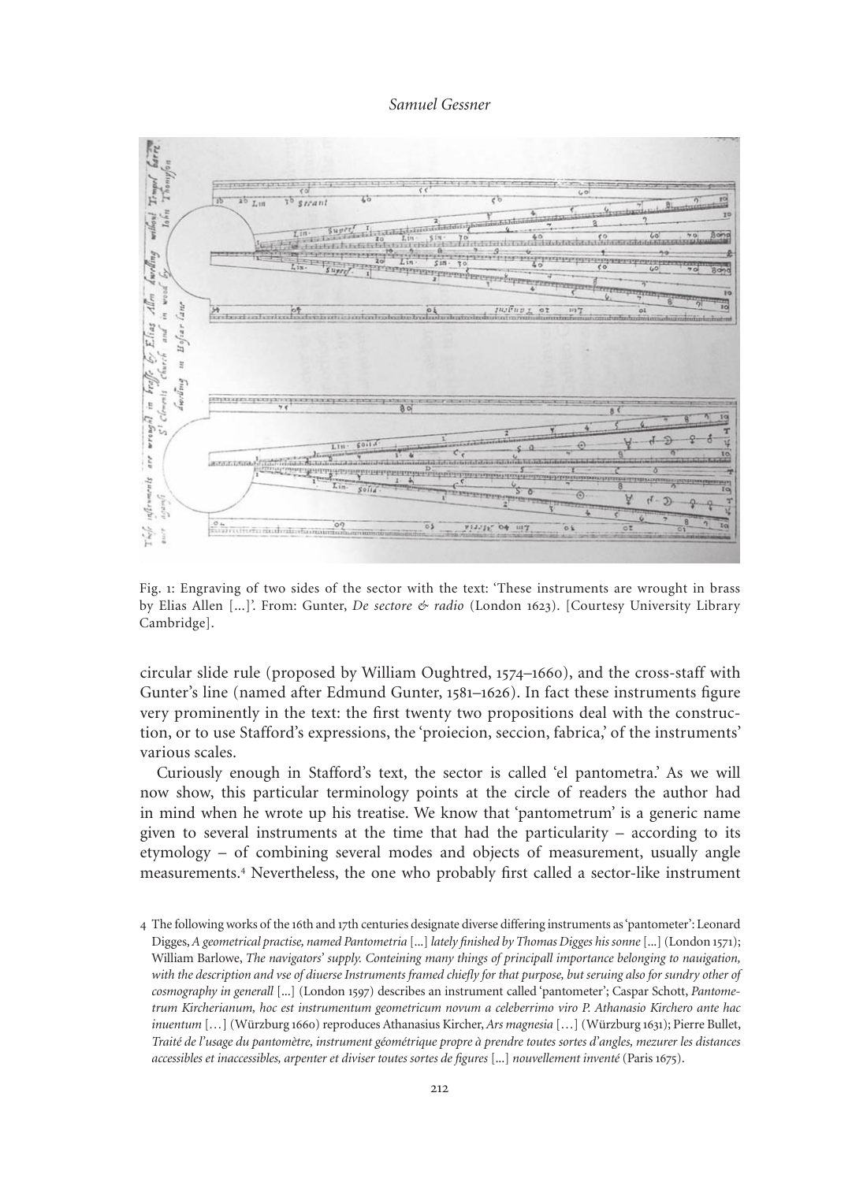Fig. 1: Engraving of two sides of the sector with the text: 'These instruments are wrought in brass by Elias Allen [...]'. From: Gunter, *De sectore & radio* (London 1623). [Courtesy University Library Cambridge].

circular slide rule (proposed by William Oughtred, 1574–1660), and the cross-staff with Gunter's line (named after Edmund Gunter, 1581–1626). In fact these instruments figure very prominently in the text: the first twenty two propositions deal with the construction, or to use Stafford's expressions, the 'proiecion, seccion, fabrica,' of the instruments' various scales.

Curiously enough in Stafford's text, the sector is called 'el pantometra.' As we will now show, this particular terminology points at the circle of readers the author had in mind when he wrote up his treatise. We know that 'pantometrum' is a generic name given to several instruments at the time that had the particularity – according to its etymology – of combining several modes and objects of measurement, usually angle measurements.[4] Nevertheless, the one who probably first called a sector-like instrument

4 The following works of the 16th and 17th centuries designate diverse differing instruments as 'pantometer': Leonard Digges, *A geometrical practise, named Pantometria* [...] *lately finished by Thomas Digges his sonne* [...] (London 1571); William Barlowe, *The navigators' supply. Conteining many things of principall importance belonging to nauigation, with the description and vse of diuerse Instruments framed chiefly for that purpose, but seruing also for sundry other of cosmography in generall* [...] (London 1597) describes an instrument called 'pantometer'; Caspar Schott, *Pantometrum Kircherianum, hoc est instrumentum geometricum novum a celeberrimo viro P. Athanasio Kirchero ante hac inuentum* [...] (Würzburg 1660) reproduces Athanasius Kircher, *Ars magnesia* [...] (Würzburg 1631); Pierre Bullet, *Traité de l'usage du pantomètre, instrument géométrique propre à prendre toutes sortes d'angles, mezurer les distances accessibles et inaccessibles, arpenter et diviser toutes sortes de figures* [...] *nouvellement inventé* (Paris 1675).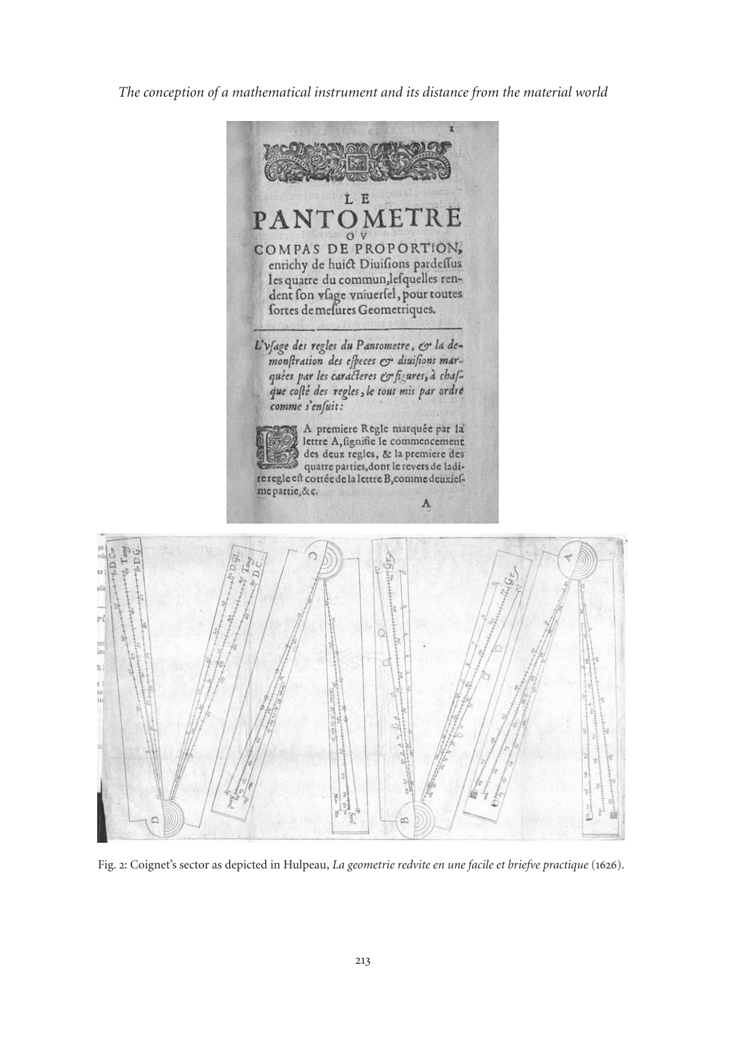Fig. 2: Coignet's sector as depicted in Hulpeau, *La geometrie redvite en une facile et briefve practique* (1626).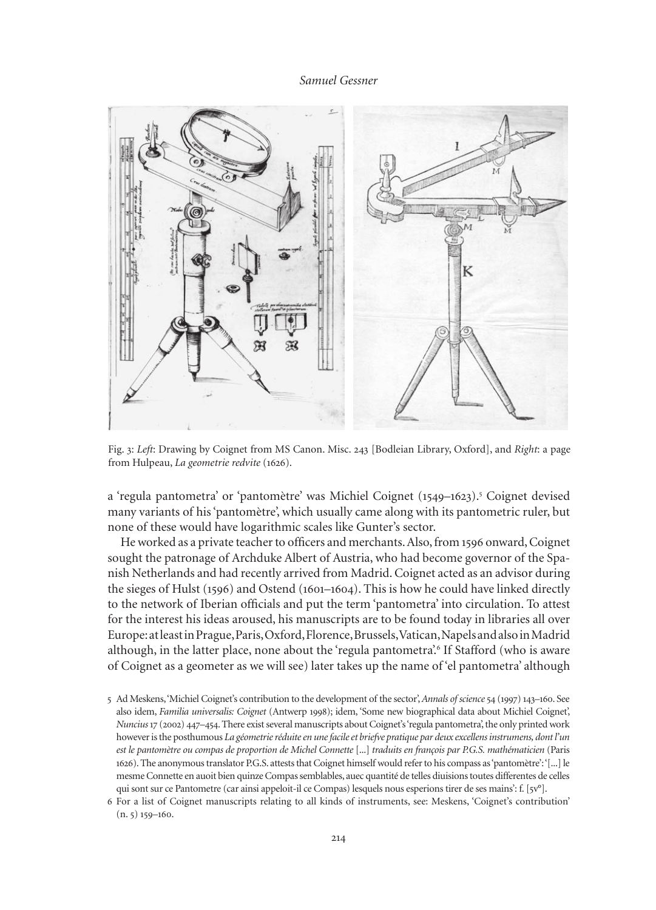Fig. 3: *Left*: Drawing by Coignet from MS Canon. Misc. 243 [Bodleian Library, Oxford], and *Right*: a page from Hulpeau, *La geometrie redvite* (1626).

a 'regula pantometra' or 'pantomètre' was Michiel Coignet (1549–1623).[5] Coignet devised many variants of his 'pantomètre', which usually came along with its pantometric ruler, but none of these would have logarithmic scales like Gunter's sector.

He worked as a private teacher to officers and merchants. Also, from 1596 onward, Coignet sought the patronage of Archduke Albert of Austria, who had become governor of the Spanish Netherlands and had recently arrived from Madrid. Coignet acted as an advisor during the sieges of Hulst (1596) and Ostend (1601–1604). This is how he could have linked directly to the network of Iberian officials and put the term 'pantometra' into circulation. To attest for the interest his ideas aroused, his manuscripts are to be found today in libraries all over Europe: at least in Prague, Paris, Oxford, Florence, Brussels, Vatican, Napels and also in Madrid although, in the latter place, none about the 'regula pantometra'.[6] If Stafford (who is aware of Coignet as a geometer as we will see) later takes up the name of 'el pantometra' although

5 Ad Meskens, 'Michiel Coignet's contribution to the development of the sector', *Annals of science* 54 (1997) 143–160. See also idem, *Familia universalis: Coignet* (Antwerp 1998); idem, 'Some new biographical data about Michiel Coignet', *Nuncius* 17 (2002) 447–454. There exist several manuscripts about Coignet's 'regula pantometra', the only printed work however is the posthumous *La géometrie réduite en une facile et briefve pratique par deux excellens instrumens, dont l'un est le pantomètre ou compas de proportion de Michel Connette* [...] *traduits en françois par P.G.S. mathématicien* (Paris 1626). The anonymous translator P.G.S. attests that Coignet himself would refer to his compass as 'pantomètre': '[...] le mesme Connette en auoit bien quinze Compas semblables, auec quantité de telles diuisions toutes differentes de celles qui sont sur ce Pantometre (car ainsi appeloit-il ce Compas) lesquels nous esperions tirer de ses mains': f. [5v°].

6 For a list of Coignet manuscripts relating to all kinds of instruments, see: Meskens, 'Coignet's contribution' (n. 5) 159–160.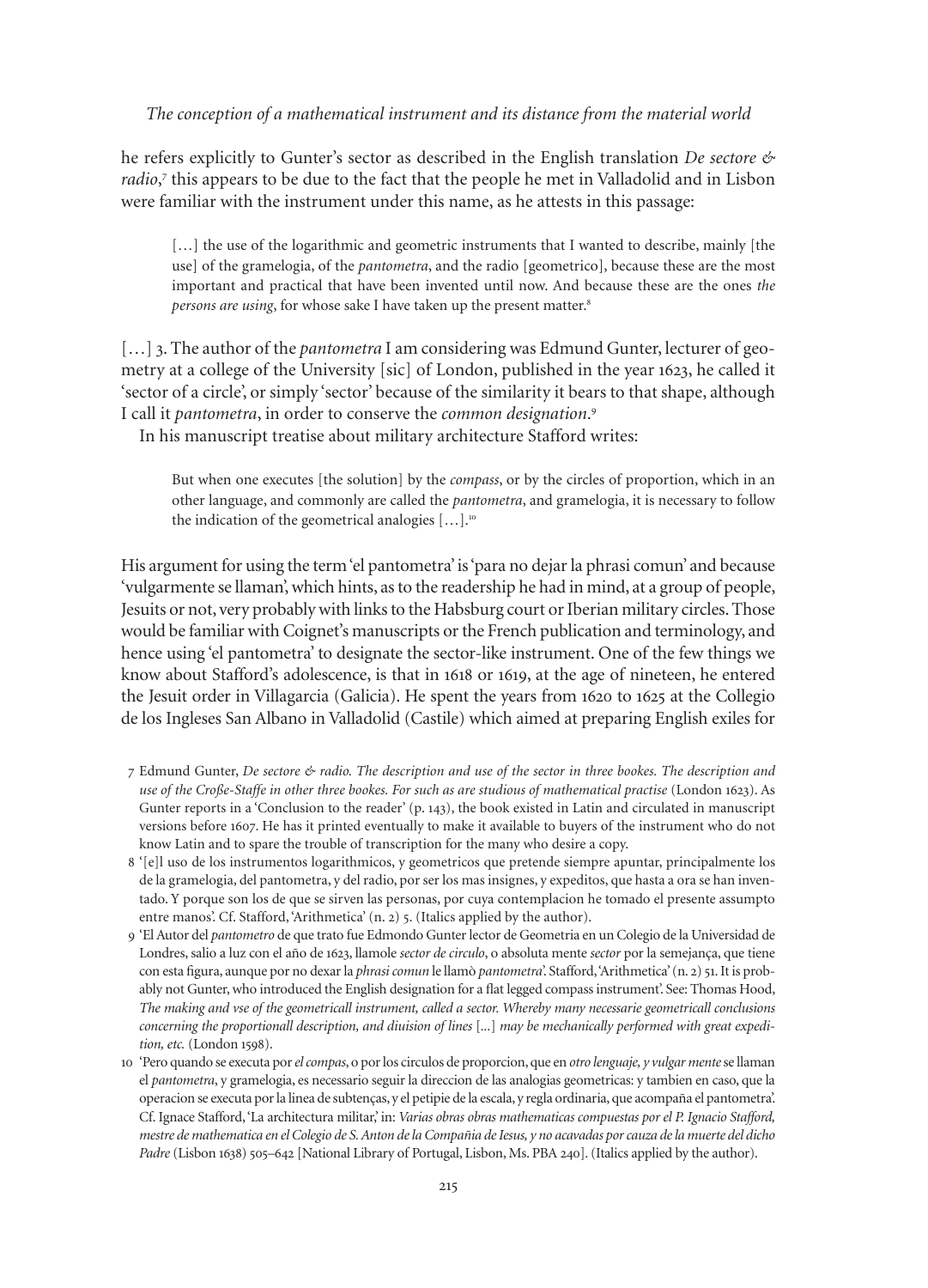he refers explicitly to Gunter's sector as described in the English translation *De sectore & radio*,[7] this appears to be due to the fact that the people he met in Valladolid and in Lisbon were familiar with the instrument under this name, as he attests in this passage:

> […] the use of the logarithmic and geometric instruments that I wanted to describe, mainly [the use] of the gramelogia, of the *pantometra*, and the radio [geometrico], because these are the most important and practical that have been invented until now. And because these are the ones *the persons are using*, for whose sake I have taken up the present matter.[8]

[…] 3. The author of the *pantometra* I am considering was Edmund Gunter, lecturer of geometry at a college of the University [sic] of London, published in the year 1623, he called it 'sector of a circle', or simply 'sector' because of the similarity it bears to that shape, although I call it *pantometra*, in order to conserve the *common designation*.[9]

In his manuscript treatise about military architecture Stafford writes:

> But when one executes [the solution] by the *compass*, or by the circles of proportion, which in an other language, and commonly are called the *pantometra*, and gramelogia, it is necessary to follow the indication of the geometrical analogies […].[10]

His argument for using the term 'el pantometra' is 'para no dejar la phrasi comun' and because 'vulgarmente se llaman', which hints, as to the readership he had in mind, at a group of people, Jesuits or not, very probably with links to the Habsburg court or Iberian military circles. Those would be familiar with Coignet's manuscripts or the French publication and terminology, and hence using 'el pantometra' to designate the sector-like instrument. One of the few things we know about Stafford's adolescence, is that in 1618 or 1619, at the age of nineteen, he entered the Jesuit order in Villagarcia (Galicia). He spent the years from 1620 to 1625 at the Collegio de los Ingleses San Albano in Valladolid (Castile) which aimed at preparing English exiles for

7 Edmund Gunter, *De sectore & radio. The description and use of the sector in three bookes. The description and use of the Croße-Staffe in other three bookes. For such as are studious of mathematical practise* (London 1623). As Gunter reports in a 'Conclusion to the reader' (p. 143), the book existed in Latin and circulated in manuscript versions before 1607. He has it printed eventually to make it available to buyers of the instrument who do not know Latin and to spare the trouble of transcription for the many who desire a copy.

8 '[e]l uso de los instrumentos logarithmicos, y geometricos que pretende siempre apuntar, principalmente los de la gramelogia, del pantometra, y del radio, por ser los mas insignes, y expeditos, que hasta a ora se han inventado. Y porque son los de que se sirven las personas, por cuya contemplacion he tomado el presente assumpto entre manos'. Cf. Stafford, 'Arithmetica' (n. 2) 5. (Italics applied by the author).

9 'El Autor del *pantometro* de que trato fue Edmondo Gunter lector de Geometria en un Colegio de la Universidad de Londres, salio a luz con el año de 1623, llamole *sector de circulo*, o absoluta mente *sector* por la semejança, que tiene con esta figura, aunque por no dexar la *phrasi comun* le llamò *pantometra*'. Stafford, 'Arithmetica' (n. 2) 51. It is probably not Gunter, who introduced the English designation for a flat legged compass instrument'. See: Thomas Hood, *The making and vse of the geometricall instrument, called a sector. Whereby many necessarie geometricall conclusions concerning the proportionall description, and diuision of lines* [...] *may be mechanically performed with great expedition, etc.* (London 1598).

10 'Pero quando se executa por *el compas*, o por los circulos de proporcion, que en *otro lenguaje, y vulgar mente* se llaman el *pantometra*, y gramelogia, es necessario seguir la direccion de las analogias geometricas: y tambien en caso, que la operacion se executa por la linea de subtenças, y el petipie de la escala, y regla ordinaria, que acompaña el pantometra'. Cf. Ignace Stafford, 'La architectura militar,' in: *Varias obras obras mathematicas compuestas por el P. Ignacio Stafford, mestre de mathematica en el Colegio de S. Anton de la Compañia de Iesus, y no acavadas por cauza de la muerte del dicho Padre* (Lisbon 1638) 505–642 [National Library of Portugal, Lisbon, Ms. PBA 240]. (Italics applied by the author).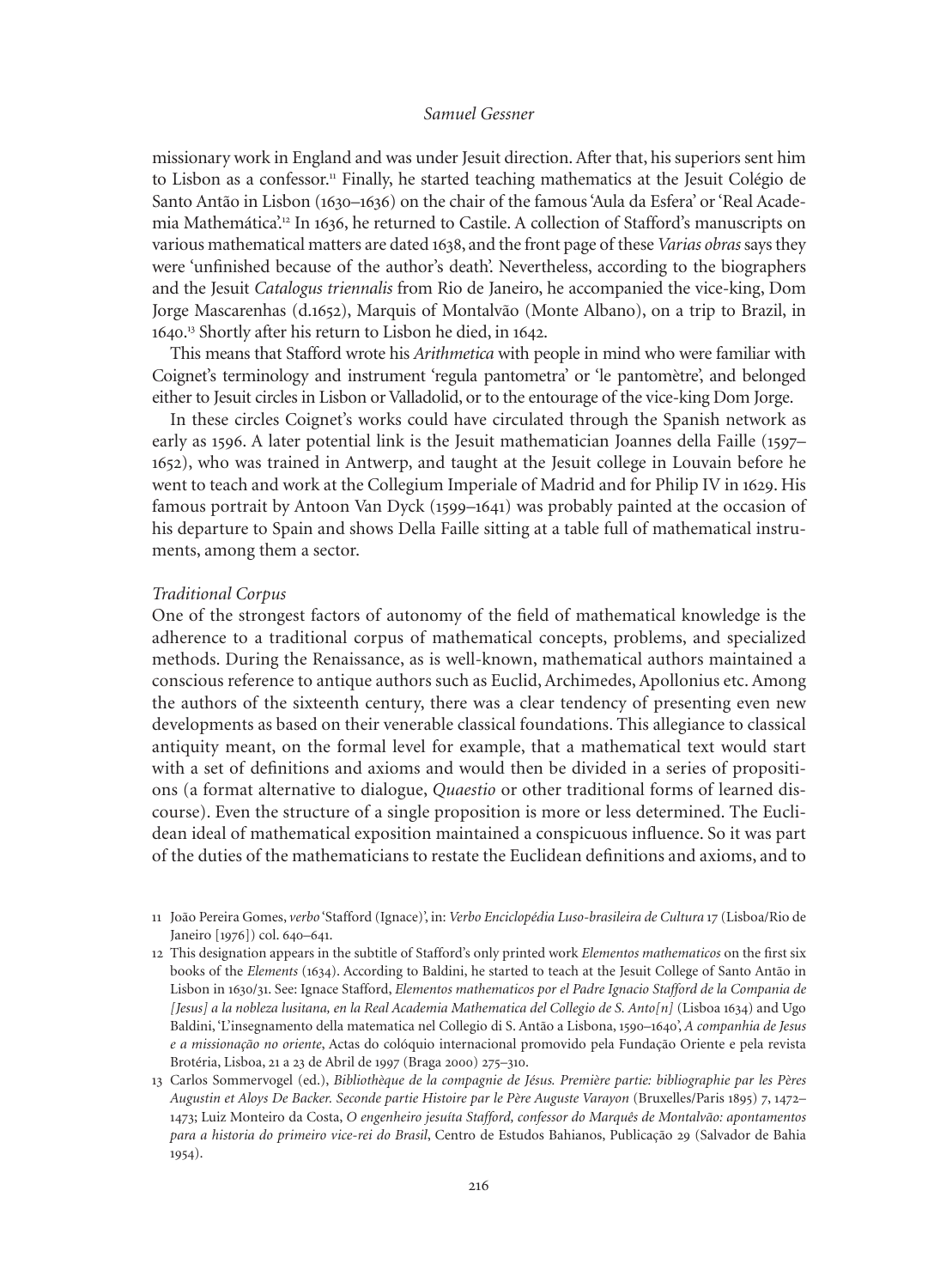missionary work in England and was under Jesuit direction. After that, his superiors sent him to Lisbon as a confessor.[11] Finally, he started teaching mathematics at the Jesuit Colégio de Santo Antão in Lisbon (1630–1636) on the chair of the famous 'Aula da Esfera' or 'Real Academia Mathemática'.[12] In 1636, he returned to Castile. A collection of Stafford's manuscripts on various mathematical matters are dated 1638, and the front page of these *Varias obras* says they were 'unfinished because of the author's death'. Nevertheless, according to the biographers and the Jesuit *Catalogus triennalis* from Rio de Janeiro, he accompanied the vice-king, Dom Jorge Mascarenhas (d.1652), Marquis of Montalvão (Monte Albano), on a trip to Brazil, in 1640.[13] Shortly after his return to Lisbon he died, in 1642.

This means that Stafford wrote his *Arithmetica* with people in mind who were familiar with Coignet's terminology and instrument 'regula pantometra' or 'le pantomètre', and belonged either to Jesuit circles in Lisbon or Valladolid, or to the entourage of the vice-king Dom Jorge.

In these circles Coignet's works could have circulated through the Spanish network as early as 1596. A later potential link is the Jesuit mathematician Joannes della Faille (1597–1652), who was trained in Antwerp, and taught at the Jesuit college in Louvain before he went to teach and work at the Collegium Imperiale of Madrid and for Philip IV in 1629. His famous portrait by Antoon Van Dyck (1599–1641) was probably painted at the occasion of his departure to Spain and shows Della Faille sitting at a table full of mathematical instruments, among them a sector.

### *Traditional Corpus*

One of the strongest factors of autonomy of the field of mathematical knowledge is the adherence to a traditional corpus of mathematical concepts, problems, and specialized methods. During the Renaissance, as is well-known, mathematical authors maintained a conscious reference to antique authors such as Euclid, Archimedes, Apollonius etc. Among the authors of the sixteenth century, there was a clear tendency of presenting even new developments as based on their venerable classical foundations. This allegiance to classical antiquity meant, on the formal level for example, that a mathematical text would start with a set of definitions and axioms and would then be divided in a series of propositions (a format alternative to dialogue, *Quaestio* or other traditional forms of learned discourse). Even the structure of a single proposition is more or less determined. The Euclidean ideal of mathematical exposition maintained a conspicuous influence. So it was part of the duties of the mathematicians to restate the Euclidean definitions and axioms, and to

11 João Pereira Gomes, *verbo* 'Stafford (Ignace)', in: *Verbo Enciclopédia Luso-brasileira de Cultura* 17 (Lisboa/Rio de Janeiro [1976]) col. 640–641.

12 This designation appears in the subtitle of Stafford's only printed work *Elementos mathematicos* on the first six books of the *Elements* (1634). According to Baldini, he started to teach at the Jesuit College of Santo Antão in Lisbon in 1630/31. See: Ignace Stafford, *Elementos mathematicos por el Padre Ignacio Stafford de la Compania de [Jesus] a la nobleza lusitana, en la Real Academia Mathematica del Collegio de S. Anto[n]* (Lisboa 1634) and Ugo Baldini, 'L'insegnamento della matematica nel Collegio di S. Antão a Lisbona, 1590–1640', *A companhia de Jesus e a missionação no oriente*, Actas do colóquio internacional promovido pela Fundação Oriente e pela revista Brotéria, Lisboa, 21 a 23 de Abril de 1997 (Braga 2000) 275–310.

13 Carlos Sommervogel (ed.), *Bibliothèque de la compagnie de Jésus. Première partie: bibliographie par les Pères Augustin et Aloys De Backer. Seconde partie Histoire par le Père Auguste Varayon* (Bruxelles/Paris 1895) 7, 1472–1473; Luiz Monteiro da Costa, *O engenheiro jesuíta Stafford, confessor do Marquês de Montalvão: apontamentos para a historia do primeiro vice-rei do Brasil*, Centro de Estudos Bahianos, Publicação 29 (Salvador de Bahia 1954).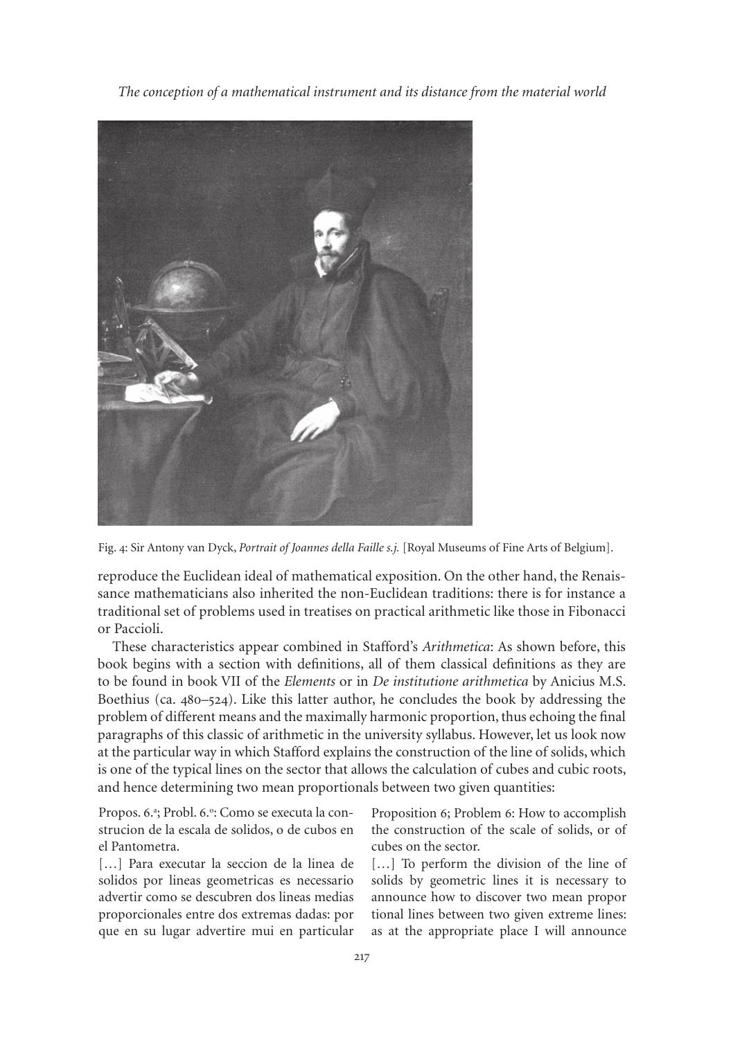Fig. 4: Sir Antony van Dyck, *Portrait of Joannes della Faille s.j.* [Royal Museums of Fine Arts of Belgium].

reproduce the Euclidean ideal of mathematical exposition. On the other hand, the Renaissance mathematicians also inherited the non-Euclidean traditions: there is for instance a traditional set of problems used in treatises on practical arithmetic like those in Fibonacci or Paccioli.

These characteristics appear combined in Stafford's *Arithmetica*: As shown before, this book begins with a section with definitions, all of them classical definitions as they are to be found in book VII of the *Elements* or in *De institutione arithmetica* by Anicius M.S. Boethius (ca. 480–524). Like this latter author, he concludes the book by addressing the problem of different means and the maximally harmonic proportion, thus echoing the final paragraphs of this classic of arithmetic in the university syllabus. However, let us look now at the particular way in which Stafford explains the construction of the line of solids, which is one of the typical lines on the sector that allows the calculation of cubes and cubic roots, and hence determining two mean proportionals between two given quantities:

Propos. 6.ª; Probl. 6.º: Como se executa la construcion de la escala de solidos, o de cubos en el Pantometra.

[…] Para executar la seccion de la linea de solidos por lineas geometricas es necessario advertir como se descubren dos lineas medias proporcionales entre dos extremas dadas: por que en su lugar advertire mui en particular

Proposition 6; Problem 6: How to accomplish the construction of the scale of solids, or of cubes on the sector.

[…] To perform the division of the line of solids by geometric lines it is necessary to announce how to discover two mean proportional lines between two given extreme lines: as at the appropriate place I will announce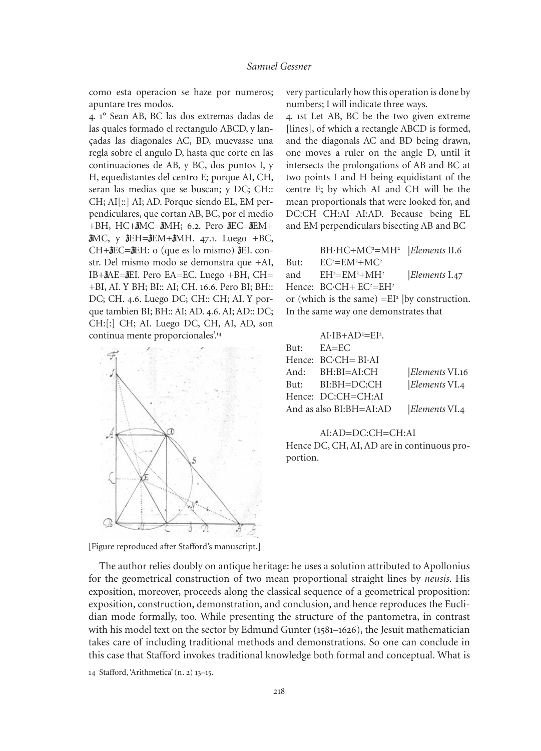como esta operacion se haze por numeros; apuntare tres modos.

4. 1° Sean AB, BC las dos extremas dadas de las quales formado el rectangulo ABCD, y lançadas las diagonales AC, BD, muevasse una regla sobre el angulo D, hasta que corte en las continuaciones de AB, y BC, dos puntos I, y H, equedistantes del centro E; porque AI, CH, seran las medias que se buscan; y DC; CH:: CH; AI[::] AI; AD. Porque siendo EL, EM perpendiculares, que cortan AB, BC, por el medio +BH, HC+ʒMC=ʒMH; 6.2. Pero ʒEC=ʒEM+ʒMC, y ʒEH=ʒEM+ʒMH. 47.1. Luego +BC, CH+ʒEC=ʒEH: o (que es lo mismo) ʒEI. constr. Del mismo modo se demonstra que +AI, IB+ʒAE=ʒEI. Pero EA=EC. Luego +BH, CH= +BI, AI. Y BH; BI:: AI; CH. 16.6. Pero BI; BH:: DC; CH. 4.6. Luego DC; CH:: CH; AI. Y porque tambien BI; BH:: AI; AD. 4.6. AI; AD:: DC; CH:[:] CH; AI. Luego DC, CH, AI, AD, son continua mente proporcionales'.[14]

[Figure reproduced after Stafford's manuscript.]

very particularly how this operation is done by numbers; I will indicate three ways.

4. 1st Let AB, BC be the two given extreme [lines], of which a rectangle ABCD is formed, and the diagonals AC and BD being drawn, one moves a ruler on the angle D, until it intersects the prolongations of AB and BC at two points I and H being equidistant of the centre E; by which AI and CH will be the mean proportionals that were looked for, and DC:CH=CH:AI=AI:AD. Because being EL and EM perpendiculars bisecting AB and BC

| | | |
|---|---|---|
| | $BH \cdot HC + MC^2 = MH^2$ | *Elements* II.6 |
| But: | $EC^2 = EM^2 + MC^2$ | |
| and | $EH^2 = EM^2 + MH^2$ | *Elements* I.47 |
| Hence: | $BC \cdot CH + EC^2 = EH^2$ | |

or (which is the same) $= EI^2$ |by construction. In the same way one demonstrates that

| | | |
|---|---|---|
| | $AI \cdot IB + AD^2 = EI^2$. | |
| But: | $EA = EC$ | |
| Hence: | $BC \cdot CH = BI \cdot AI$ | |
| And: | $BH:BI = AI:CH$ | *Elements* VI.16 |
| But: | $BI:BH = DC:CH$ | *Elements* VI.4 |
| Hence: | $DC:CH = CH:AI$ | |
| And as also | $BI:BH = AI:AD$ | *Elements* VI.4 |

$$AI:AD = DC:CH = CH:AI$$

Hence DC, CH, AI, AD are in continuous proportion.

The author relies doubly on antique heritage: he uses a solution attributed to Apollonius for the geometrical construction of two mean proportional straight lines by *neusis*. His exposition, moreover, proceeds along the classical sequence of a geometrical proposition: exposition, construction, demonstration, and conclusion, and hence reproduces the Euclidian mode formally, too. While presenting the structure of the pantometra, in contrast with his model text on the sector by Edmund Gunter (1581–1626), the Jesuit mathematician takes care of including traditional methods and demonstrations. So one can conclude in this case that Stafford invokes traditional knowledge both formal and conceptual. What is

14 Stafford, 'Arithmetica' (n. 2) 13–15.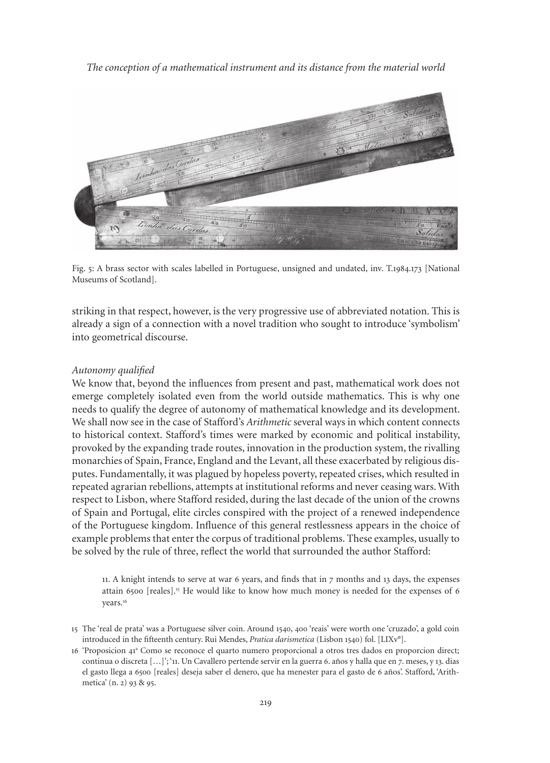Fig. 5: A brass sector with scales labelled in Portuguese, unsigned and undated, inv. T.1984.173 [National Museums of Scotland].

striking in that respect, however, is the very progressive use of abbreviated notation. This is already a sign of a connection with a novel tradition who sought to introduce 'symbolism' into geometrical discourse.

*Autonomy qualified*

We know that, beyond the influences from present and past, mathematical work does not emerge completely isolated even from the world outside mathematics. This is why one needs to qualify the degree of autonomy of mathematical knowledge and its development. We shall now see in the case of Stafford's *Arithmetic* several ways in which content connects to historical context. Stafford's times were marked by economic and political instability, provoked by the expanding trade routes, innovation in the production system, the rivalling monarchies of Spain, France, England and the Levant, all these exacerbated by religious disputes. Fundamentally, it was plagued by hopeless poverty, repeated crises, which resulted in repeated agrarian rebellions, attempts at institutional reforms and never ceasing wars. With respect to Lisbon, where Stafford resided, during the last decade of the union of the crowns of Spain and Portugal, elite circles conspired with the project of a renewed independence of the Portuguese kingdom. Influence of this general restlessness appears in the choice of example problems that enter the corpus of traditional problems. These examples, usually to be solved by the rule of three, reflect the world that surrounded the author Stafford:

> 11. A knight intends to serve at war 6 years, and finds that in 7 months and 13 days, the expenses attain 6500 [reales].[15] He would like to know how much money is needed for the expenses of 6 years.[16]

15 The 'real de prata' was a Portuguese silver coin. Around 1540, 400 'reais' were worth one 'cruzado', a gold coin introduced in the fifteenth century. Rui Mendes, *Pratica darismetica* (Lisbon 1540) fol. [LIXv°].

16 'Proposicion 41ª Como se reconoce el quarto numero proporcional a otros tres dados en proporcion direct; continua o discreta […]'; '11. Un Cavallero pertende servir en la guerra 6. años y halla que en 7. meses, y 13. dias el gasto llega a 6500 [reales] deseja saber el denero, que ha menester para el gasto de 6 años'. Stafford, 'Arithmetica' (n. 2) 93 & 95.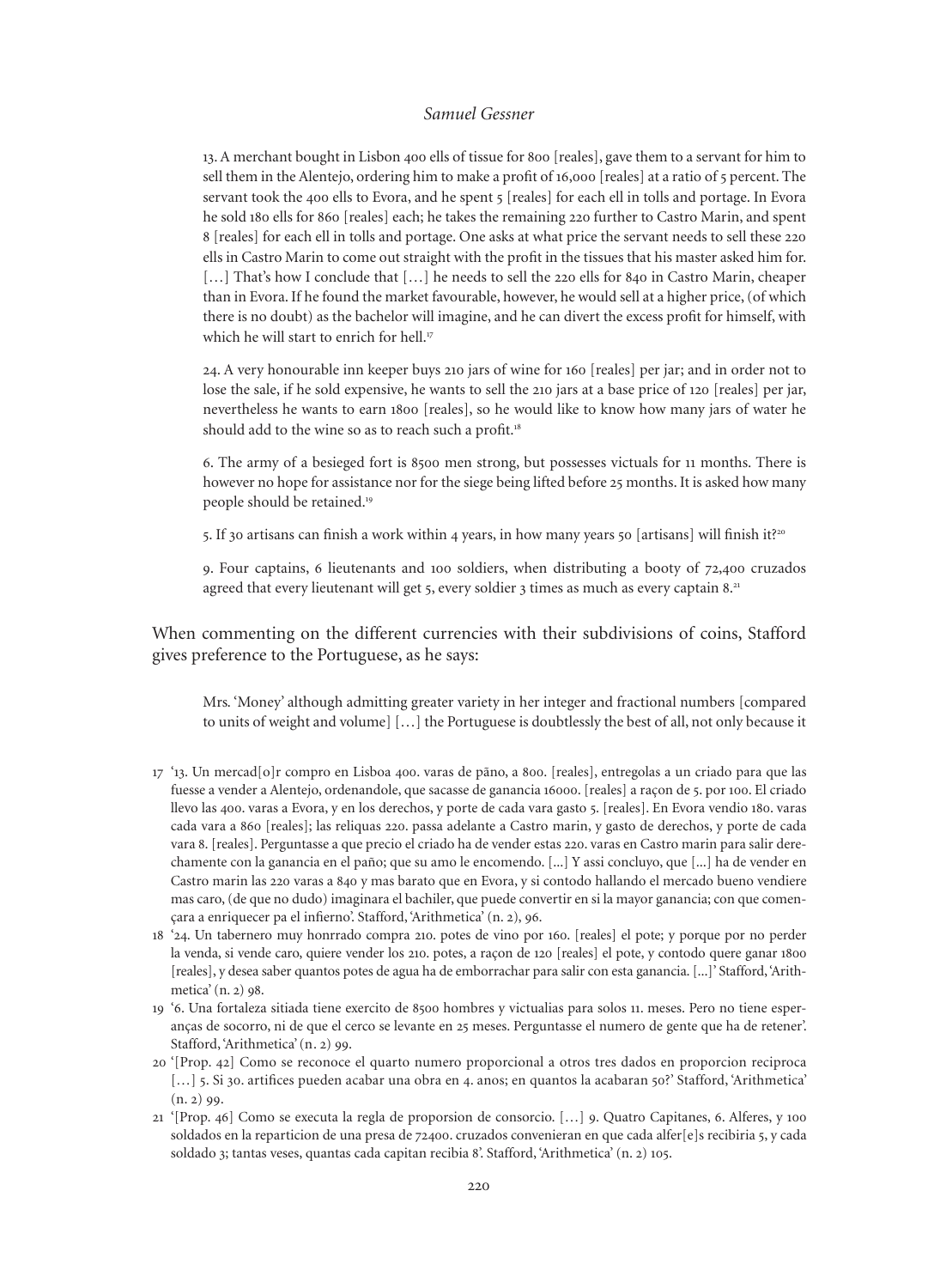> 13. A merchant bought in Lisbon 400 ells of tissue for 800 [reales], gave them to a servant for him to sell them in the Alentejo, ordering him to make a profit of 16,000 [reales] at a ratio of 5 percent. The servant took the 400 ells to Evora, and he spent 5 [reales] for each ell in tolls and portage. In Evora he sold 180 ells for 860 [reales] each; he takes the remaining 220 further to Castro Marin, and spent 8 [reales] for each ell in tolls and portage. One asks at what price the servant needs to sell these 220 ells in Castro Marin to come out straight with the profit in the tissues that his master asked him for. […] That's how I conclude that […] he needs to sell the 220 ells for 840 in Castro Marin, cheaper than in Evora. If he found the market favourable, however, he would sell at a higher price, (of which there is no doubt) as the bachelor will imagine, and he can divert the excess profit for himself, with which he will start to enrich for hell.[17]

> 24. A very honourable inn keeper buys 210 jars of wine for 160 [reales] per jar; and in order not to lose the sale, if he sold expensive, he wants to sell the 210 jars at a base price of 120 [reales] per jar, nevertheless he wants to earn 1800 [reales], so he would like to know how many jars of water he should add to the wine so as to reach such a profit.[18]

> 6. The army of a besieged fort is 8500 men strong, but possesses victuals for 11 months. There is however no hope for assistance nor for the siege being lifted before 25 months. It is asked how many people should be retained.[19]

> 5. If 30 artisans can finish a work within 4 years, in how many years 50 [artisans] will finish it?[20]

> 9. Four captains, 6 lieutenants and 100 soldiers, when distributing a booty of 72,400 cruzados agreed that every lieutenant will get 5, every soldier 3 times as much as every captain 8.[21]

When commenting on the different currencies with their subdivisions of coins, Stafford gives preference to the Portuguese, as he says:

> Mrs. 'Money' although admitting greater variety in her integer and fractional numbers [compared to units of weight and volume] […] the Portuguese is doubtlessly the best of all, not only because it

17 '13. Un mercad[o]r compro en Lisboa 400. varas de pāno, a 800. [reales], entregolas a un criado para que las fuesse a vender a Alentejo, ordenandole, que sacasse de ganancia 16000. [reales] a raçon de 5. por 100. El criado llevo las 400. varas a Evora, y en los derechos, y porte de cada vara gasto 5. [reales]. En Evora vendio 180. varas cada vara a 860 [reales]; las reliquas 220. passa adelante a Castro marin, y gasto de derechos, y porte de cada vara 8. [reales]. Perguntasse a que precio el criado ha de vender estas 220. varas en Castro marin para salir derechamente con la ganancia en el paño; que su amo le encomendo. [...] Y assi concluyo, que [...] ha de vender en Castro marin las 220 varas a 840 y mas barato que en Evora, y si contodo hallando el mercado bueno vendiere mas caro, (de que no dudo) imaginara el bachiler, que puede convertir en si la mayor ganancia; con que començara a enriquecer pa el infierno'. Stafford, 'Arithmetica' (n. 2), 96.

18 '24. Un tabernero muy honrrado compra 210. potes de vino por 160. [reales] el pote; y porque por no perder la venda, si vende caro, quiere vender los 210. potes, a raçon de 120 [reales] el pote, y contodo quere ganar 1800 [reales], y desea saber quantos potes de agua ha de emborrachar para salir con esta ganancia. [...]' Stafford, 'Arithmetica' (n. 2) 98.

19 '6. Una fortaleza sitiada tiene exercito de 8500 hombres y victualias para solos 11. meses. Pero no tiene esperanças de socorro, ni de que el cerco se levante en 25 meses. Perguntasse el numero de gente que ha de retener'. Stafford, 'Arithmetica' (n. 2) 99.

20 '[Prop. 42] Como se reconoce el quarto numero proporcional a otros tres dados en proporcion reciproca […] 5. Si 30. artifices pueden acabar una obra en 4. anos; en quantos la acabaran 50?' Stafford, 'Arithmetica' (n. 2) 99.

21 '[Prop. 46] Como se executa la regla de proporsion de consorcio. […] 9. Quatro Capitanes, 6. Alferes, y 100 soldados en la reparticion de una presa de 72400. cruzados convenieran en que cada alfer[e]s recibiria 5, y cada soldado 3; tantas veses, quantas cada capitan recibia 8'. Stafford, 'Arithmetica' (n. 2) 105.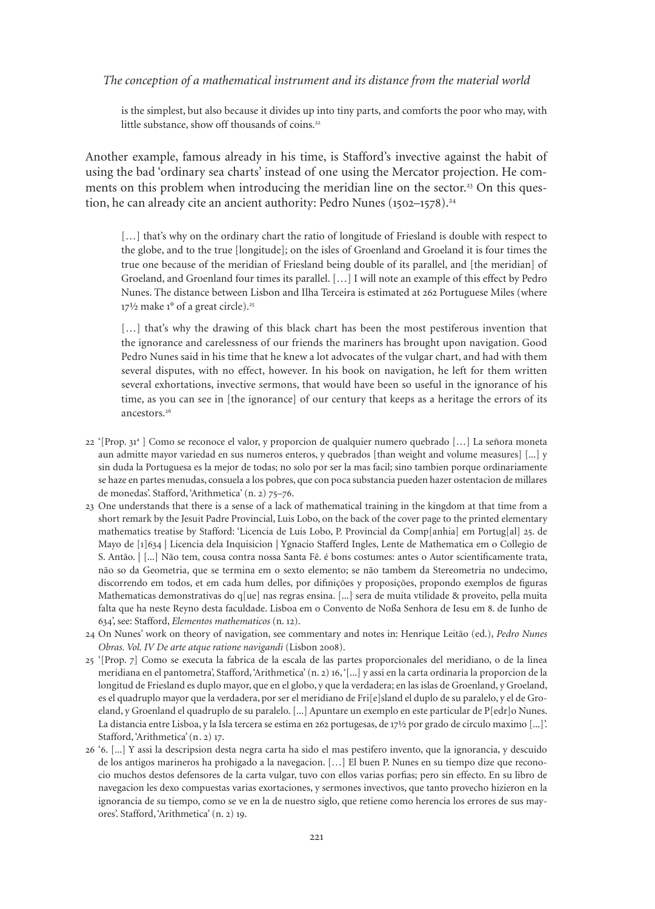is the simplest, but also because it divides up into tiny parts, and comforts the poor who may, with little substance, show off thousands of coins.[22]

Another example, famous already in his time, is Stafford's invective against the habit of using the bad 'ordinary sea charts' instead of one using the Mercator projection. He comments on this problem when introducing the meridian line on the sector.[23] On this question, he can already cite an ancient authority: Pedro Nunes (1502–1578).[24]

> […] that's why on the ordinary chart the ratio of longitude of Friesland is double with respect to the globe, and to the true [longitude]; on the isles of Groenland and Groeland it is four times the true one because of the meridian of Friesland being double of its parallel, and [the meridian] of Groeland, and Groenland four times its parallel. […] I will note an example of this effect by Pedro Nunes. The distance between Lisbon and Ilha Terceira is estimated at 262 Portuguese Miles (where 17½ make 1° of a great circle).[25]

> […] that's why the drawing of this black chart has been the most pestiferous invention that the ignorance and carelessness of our friends the mariners has brought upon navigation. Good Pedro Nunes said in his time that he knew a lot advocates of the vulgar chart, and had with them several disputes, with no effect, however. In his book on navigation, he left for them written several exhortations, invective sermons, that would have been so useful in the ignorance of his time, as you can see in [the ignorance] of our century that keeps as a heritage the errors of its ancestors.[26]

22 '[Prop. 31ª ] Como se reconoce el valor, y proporcion de qualquier numero quebrado […] La señora moneta aun admitte mayor variedad en sus numeros enteros, y quebrados [than weight and volume measures] [...] y sin duda la Portuguesa es la mejor de todas; no solo por ser la mas facil; sino tambien porque ordinariamente se haze en partes menudas, consuela a los pobres, que con poca substancia pueden hazer ostentacion de millares de monedas'. Stafford, 'Arithmetica' (n. 2) 75–76.

23 One understands that there is a sense of a lack of mathematical training in the kingdom at that time from a short remark by the Jesuit Padre Provincial, Luis Lobo, on the back of the cover page to the printed elementary mathematics treatise by Stafford: 'Licencia de Luis Lobo, P. Provincial da Comp[anhia] em Portug[al] 25. de Mayo de [1]634 | Licencia dela Inquisicion | Ygnacio Stafferd Ingles, Lente de Mathematica em o Collegio de S. Antão. | [...] Não tem, cousa contra nossa Santa Fê. é bons costumes: antes o Autor scientificamente trata, não so da Geometria, que se termina em o sexto elemento; se não tambem da Stereometria no undecimo, discorrendo em todos, et em cada hum delles, por difinições y proposições, propondo exemplos de figuras Mathematicas demonstrativas do q[ue] nas regras ensina. [...] sera de muita vtilidade & proveito, pella muita falta que ha neste Reyno desta faculdade. Lisboa em o Convento de Noßa Senhora de Iesu em 8. de Iunho de 634', see: Stafford, *Elementos mathematicos* (n. 12).

24 On Nunes' work on theory of navigation, see commentary and notes in: Henrique Leitão (ed.), *Pedro Nunes Obras. Vol. IV De arte atque ratione navigandi* (Lisbon 2008).

25 '[Prop. 7] Como se executa la fabrica de la escala de las partes proporcionales del meridiano, o de la linea meridiana en el pantometra', Stafford, 'Arithmetica' (n. 2) 16, '[...] y assi en la carta ordinaria la proporcion de la longitud de Friesland es duplo mayor, que en el globo, y que la verdadera; en las islas de Groenland, y Groeland, es el quadruplo mayor que la verdadera, por ser el meridiano de Fri[e]sland el duplo de su paralelo, y el de Groeland, y Groenland el quadruplo de su paralelo. [...] Apuntare un exemplo en este particular de P[edr]o Nunes. La distancia entre Lisboa, y la Isla tercera se estima en 262 portugesas, de 17½ por grado de circulo maximo [...]'. Stafford, 'Arithmetica' (n. 2) 17.

26 '6. [...] Y assi la descripsion desta negra carta ha sido el mas pestifero invento, que la ignorancia, y descuido de los antigos marineros ha prohigado a la navegacion. […] El buen P. Nunes en su tiempo dize que reconocio muchos destos defensores de la carta vulgar, tuvo con ellos varias porfias; pero sin effecto. En su libro de navegacion les dexo compuestas varias exortaciones, y sermones invectivos, que tanto provecho hizieron en la ignorancia de su tiempo, como se ve en la de nuestro siglo, que retiene como herencia los errores de sus mayores'. Stafford, 'Arithmetica' (n. 2) 19.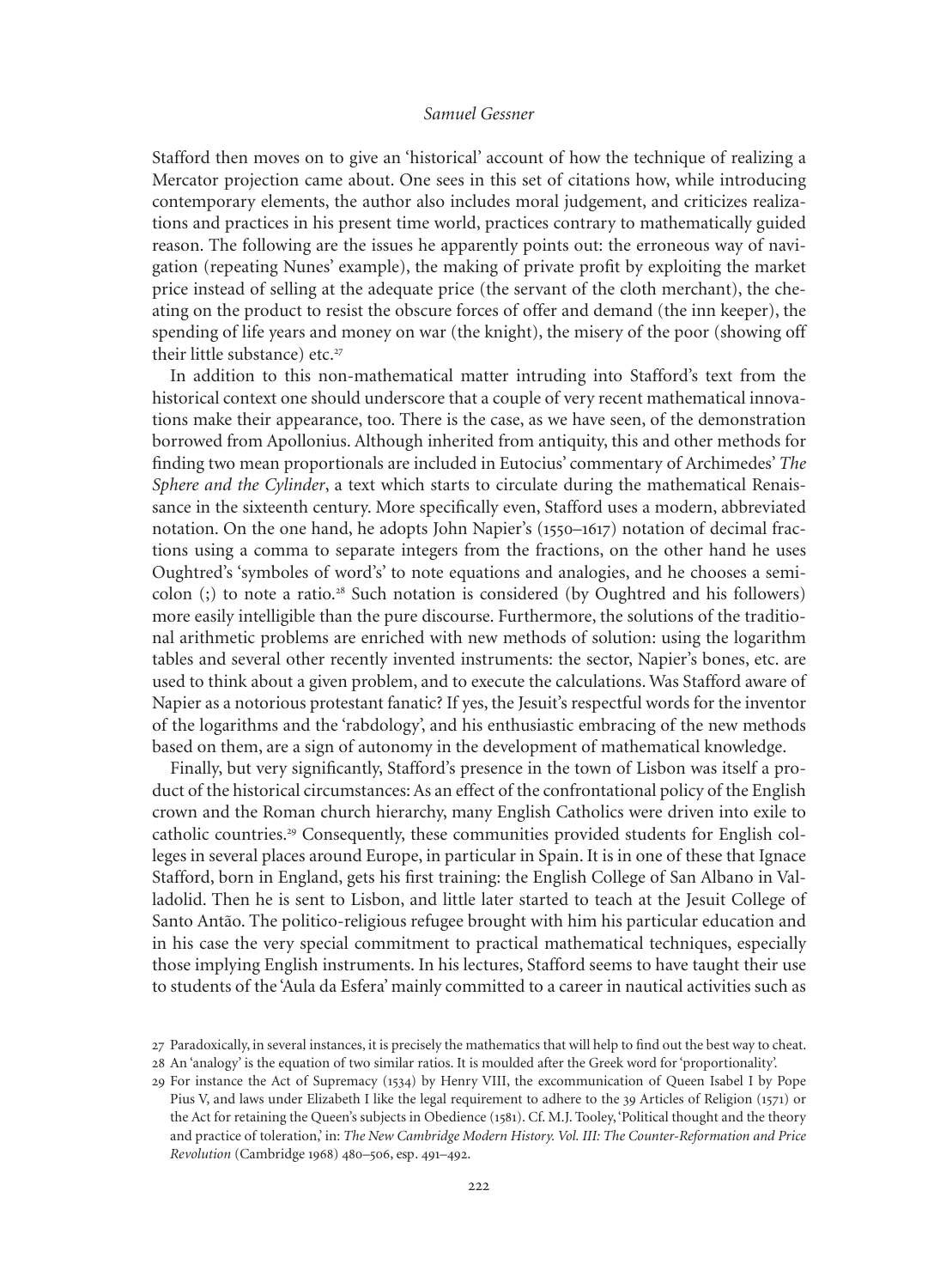Stafford then moves on to give an 'historical' account of how the technique of realizing a Mercator projection came about. One sees in this set of citations how, while introducing contemporary elements, the author also includes moral judgement, and criticizes realizations and practices in his present time world, practices contrary to mathematically guided reason. The following are the issues he apparently points out: the erroneous way of navigation (repeating Nunes' example), the making of private profit by exploiting the market price instead of selling at the adequate price (the servant of the cloth merchant), the cheating on the product to resist the obscure forces of offer and demand (the inn keeper), the spending of life years and money on war (the knight), the misery of the poor (showing off their little substance) etc.[27]

In addition to this non-mathematical matter intruding into Stafford's text from the historical context one should underscore that a couple of very recent mathematical innovations make their appearance, too. There is the case, as we have seen, of the demonstration borrowed from Apollonius. Although inherited from antiquity, this and other methods for finding two mean proportionals are included in Eutocius' commentary of Archimedes' *The Sphere and the Cylinder*, a text which starts to circulate during the mathematical Renaissance in the sixteenth century. More specifically even, Stafford uses a modern, abbreviated notation. On the one hand, he adopts John Napier's (1550–1617) notation of decimal fractions using a comma to separate integers from the fractions, on the other hand he uses Oughtred's 'symboles of word's' to note equations and analogies, and he chooses a semicolon (;) to note a ratio.[28] Such notation is considered (by Oughtred and his followers) more easily intelligible than the pure discourse. Furthermore, the solutions of the traditional arithmetic problems are enriched with new methods of solution: using the logarithm tables and several other recently invented instruments: the sector, Napier's bones, etc. are used to think about a given problem, and to execute the calculations. Was Stafford aware of Napier as a notorious protestant fanatic? If yes, the Jesuit's respectful words for the inventor of the logarithms and the 'rabdology', and his enthusiastic embracing of the new methods based on them, are a sign of autonomy in the development of mathematical knowledge.

Finally, but very significantly, Stafford's presence in the town of Lisbon was itself a product of the historical circumstances: As an effect of the confrontational policy of the English crown and the Roman church hierarchy, many English Catholics were driven into exile to catholic countries.[29] Consequently, these communities provided students for English colleges in several places around Europe, in particular in Spain. It is in one of these that Ignace Stafford, born in England, gets his first training: the English College of San Albano in Valladolid. Then he is sent to Lisbon, and little later started to teach at the Jesuit College of Santo Antão. The politico-religious refugee brought with him his particular education and in his case the very special commitment to practical mathematical techniques, especially those implying English instruments. In his lectures, Stafford seems to have taught their use to students of the 'Aula da Esfera' mainly committed to a career in nautical activities such as

27 Paradoxically, in several instances, it is precisely the mathematics that will help to find out the best way to cheat.

28 An 'analogy' is the equation of two similar ratios. It is moulded after the Greek word for 'proportionality'.

29 For instance the Act of Supremacy (1534) by Henry VIII, the excommunication of Queen Isabel I by Pope Pius V, and laws under Elizabeth I like the legal requirement to adhere to the 39 Articles of Religion (1571) or the Act for retaining the Queen's subjects in Obedience (1581). Cf. M.J. Tooley, 'Political thought and the theory and practice of toleration,' in: *The New Cambridge Modern History. Vol. III: The Counter-Reformation and Price Revolution* (Cambridge 1968) 480–506, esp. 491–492.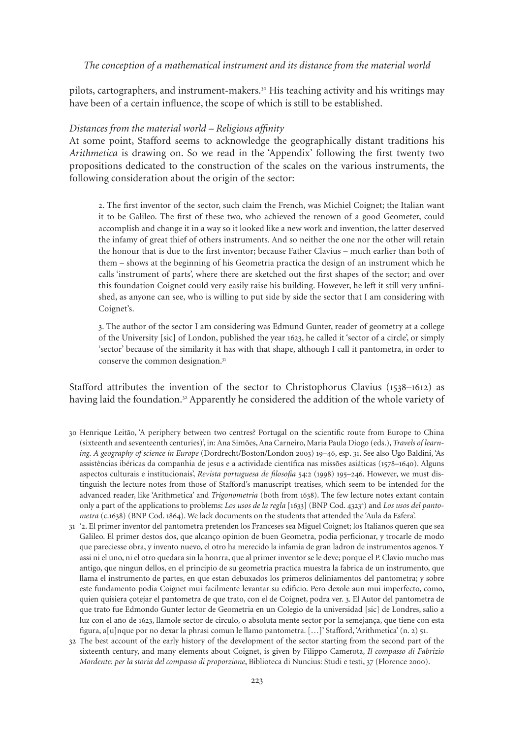pilots, cartographers, and instrument-makers.[30] His teaching activity and his writings may have been of a certain influence, the scope of which is still to be established.

*Distances from the material world – Religious affinity*

At some point, Stafford seems to acknowledge the geographically distant traditions his *Arithmetica* is drawing on. So we read in the 'Appendix' following the first twenty two propositions dedicated to the construction of the scales on the various instruments, the following consideration about the origin of the sector:

> 2. The first inventor of the sector, such claim the French, was Michiel Coignet; the Italian want it to be Galileo. The first of these two, who achieved the renown of a good Geometer, could accomplish and change it in a way so it looked like a new work and invention, the latter deserved the infamy of great thief of others instruments. And so neither the one nor the other will retain the honour that is due to the first inventor; because Father Clavius – much earlier than both of them – shows at the beginning of his Geometria practica the design of an instrument which he calls 'instrument of parts', where there are sketched out the first shapes of the sector; and over this foundation Coignet could very easily raise his building. However, he left it still very unfinished, as anyone can see, who is willing to put side by side the sector that I am considering with Coignet's.
>
> 3. The author of the sector I am considering was Edmund Gunter, reader of geometry at a college of the University [sic] of London, published the year 1623, he called it 'sector of a circle', or simply 'sector' because of the similarity it has with that shape, although I call it pantometra, in order to conserve the common designation.[31]

Stafford attributes the invention of the sector to Christophorus Clavius (1538–1612) as having laid the foundation.[32] Apparently he considered the addition of the whole variety of

30 Henrique Leitão, 'A periphery between two centres? Portugal on the scientific route from Europe to China (sixteenth and seventeenth centuries)', in: Ana Simões, Ana Carneiro, Maria Paula Diogo (eds.), *Travels of learning. A geography of science in Europe* (Dordrecht/Boston/London 2003) 19–46, esp. 31. See also Ugo Baldini, 'As assistências ibéricas da companhia de jesus e a actividade científica nas missões asiáticas (1578–1640). Alguns aspectos culturais e institucionais', *Revista portuguesa de filosofia* 54:2 (1998) 195–246. However, we must distinguish the lecture notes from those of Stafford's manuscript treatises, which seem to be intended for the advanced reader, like 'Arithmetica' and *Trigonometria* (both from 1638). The few lecture notes extant contain only a part of the applications to problems: *Los usos de la regla* [1633] (BNP Cod. 4323[4]) and *Los usos del pantometra* (c.1638) (BNP Cod. 1864). We lack documents on the students that attended the 'Aula da Esfera'.

31 '2. El primer inventor del pantometra pretenden los Franceses sea Miguel Coignet; los Italianos queren que sea Galileo. El primer destos dos, que alcanço opinion de buen Geometra, podia perficionar, y trocarle de modo que pareciesse obra, y invento nuevo, el otro ha merecido la infamia de gran ladron de instrumentos agenos. Y assi ni el uno, ni el otro quedara sin la honrra, que al primer inventor se le deve; porque el P. Clavio mucho mas antigo, que ningun dellos, en el principio de su geometria practica muestra la fabrica de un instrumento, que llama el instrumento de partes, en que estan debuxados los primeros deliniamentos del pantometra; y sobre este fundamento podia Coignet mui facilmente levantar su edificio. Pero dexole aun mui imperfecto, como, quien quisiera çotejar el pantometra de que trato, con el de Coignet, podra ver. 3. El Autor del pantometra de que trato fue Edmondo Gunter lector de Geometria en un Colegio de la universidad [sic] de Londres, salio a luz con el año de 1623, llamole sector de circulo, o absoluta mente sector por la semejança, que tiene con esta figura, a[u]nque por no dexar la phrasi comun le llamo pantometra. […]' Stafford, 'Arithmetica' (n. 2) 51.

32 The best account of the early history of the development of the sector starting from the second part of the sixteenth century, and many elements about Coignet, is given by Filippo Camerota, *Il compasso di Fabrizio Mordente: per la storia del compasso di proporzione*, Biblioteca di Nuncius: Studi e testi, 37 (Florence 2000).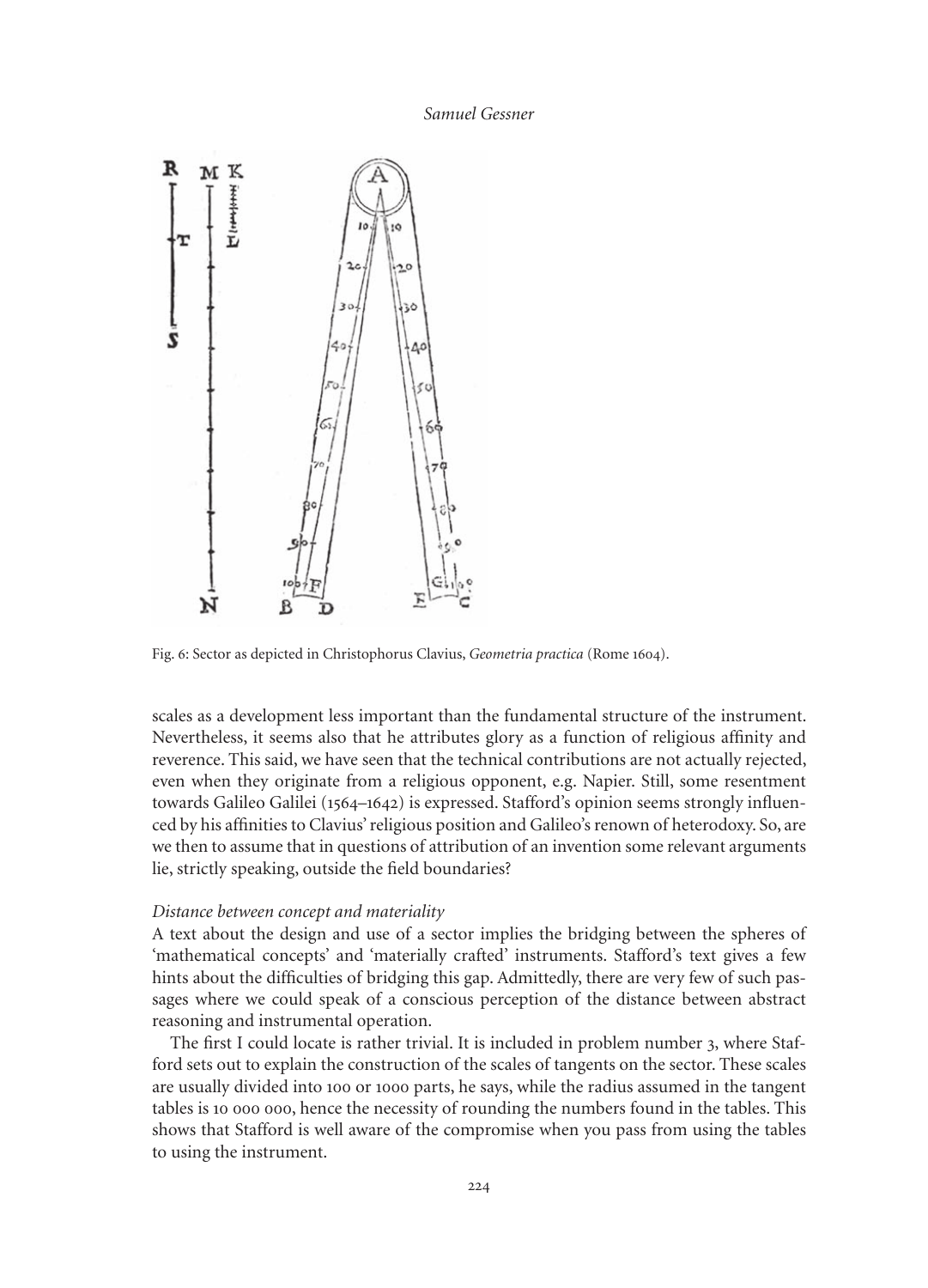Fig. 6: Sector as depicted in Christophorus Clavius, *Geometria practica* (Rome 1604).

scales as a development less important than the fundamental structure of the instrument. Nevertheless, it seems also that he attributes glory as a function of religious affinity and reverence. This said, we have seen that the technical contributions are not actually rejected, even when they originate from a religious opponent, e.g. Napier. Still, some resentment towards Galileo Galilei (1564–1642) is expressed. Stafford's opinion seems strongly influenced by his affinities to Clavius' religious position and Galileo's renown of heterodoxy. So, are we then to assume that in questions of attribution of an invention some relevant arguments lie, strictly speaking, outside the field boundaries?

*Distance between concept and materiality*

A text about the design and use of a sector implies the bridging between the spheres of 'mathematical concepts' and 'materially crafted' instruments. Stafford's text gives a few hints about the difficulties of bridging this gap. Admittedly, there are very few of such passages where we could speak of a conscious perception of the distance between abstract reasoning and instrumental operation.

The first I could locate is rather trivial. It is included in problem number 3, where Stafford sets out to explain the construction of the scales of tangents on the sector. These scales are usually divided into 100 or 1000 parts, he says, while the radius assumed in the tangent tables is 10 000 000, hence the necessity of rounding the numbers found in the tables. This shows that Stafford is well aware of the compromise when you pass from using the tables to using the instrument.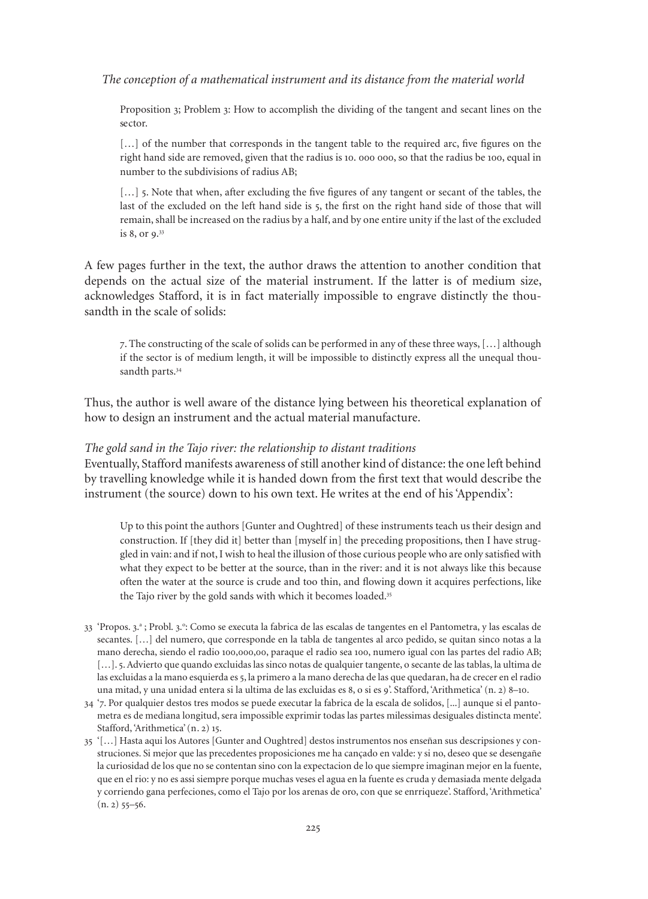Proposition 3; Problem 3: How to accomplish the dividing of the tangent and secant lines on the sector.

[…] of the number that corresponds in the tangent table to the required arc, five figures on the right hand side are removed, given that the radius is 10. 000 000, so that the radius be 100, equal in number to the subdivisions of radius AB;

[…] 5. Note that when, after excluding the five figures of any tangent or secant of the tables, the last of the excluded on the left hand side is 5, the first on the right hand side of those that will remain, shall be increased on the radius by a half, and by one entire unity if the last of the excluded is 8, or 9.[33]

A few pages further in the text, the author draws the attention to another condition that depends on the actual size of the material instrument. If the latter is of medium size, acknowledges Stafford, it is in fact materially impossible to engrave distinctly the thousandth in the scale of solids:

7. The constructing of the scale of solids can be performed in any of these three ways, […] although if the sector is of medium length, it will be impossible to distinctly express all the unequal thousandth parts.[34]

Thus, the author is well aware of the distance lying between his theoretical explanation of how to design an instrument and the actual material manufacture.

*The gold sand in the Tajo river: the relationship to distant traditions*

Eventually, Stafford manifests awareness of still another kind of distance: the one left behind by travelling knowledge while it is handed down from the first text that would describe the instrument (the source) down to his own text. He writes at the end of his 'Appendix':

Up to this point the authors [Gunter and Oughtred] of these instruments teach us their design and construction. If [they did it] better than [myself in] the preceding propositions, then I have struggled in vain: and if not, I wish to heal the illusion of those curious people who are only satisfied with what they expect to be better at the source, than in the river: and it is not always like this because often the water at the source is crude and too thin, and flowing down it acquires perfections, like the Tajo river by the gold sands with which it becomes loaded.[35]

33 'Propos. 3.ª ; Probl. 3.º: Como se executa la fabrica de las escalas de tangentes en el Pantometra, y las escalas de secantes. […] del numero, que corresponde en la tabla de tangentes al arco pedido, se quitan sinco notas a la mano derecha, siendo el radio 100,000,00, paraque el radio sea 100, numero igual con las partes del radio AB; […]. 5. Advierto que quando excluidas las sinco notas de qualquier tangente, o secante de las tablas, la ultima de las excluidas a la mano esquierda es 5, la primero a la mano derecha de las que quedaran, ha de crecer en el radio una mitad, y una unidad entera si la ultima de las excluidas es 8, o si es 9'. Stafford, 'Arithmetica' (n. 2) 8–10.

34 '7. Por qualquier destos tres modos se puede executar la fabrica de la escala de solidos, [...] aunque si el pantometra es de mediana longitud, sera impossible exprimir todas las partes milessimas desiguales distincta mente'. Stafford, 'Arithmetica' (n. 2) 15.

35 '[…] Hasta aqui los Autores [Gunter and Oughtred] destos instrumentos nos enseñan sus descripsiones y construciones. Si mejor que las precedentes proposiciones me ha cançado en valde: y si no, deseo que se desengañe la curiosidad de los que no se contentan sino con la expectacion de lo que siempre imaginan mejor en la fuente, que en el rio: y no es assi siempre porque muchas veses el agua en la fuente es cruda y demasiada mente delgada y corriendo gana perfeciones, como el Tajo por los arenas de oro, con que se enrriqueze'. Stafford, 'Arithmetica' (n. 2) 55–56.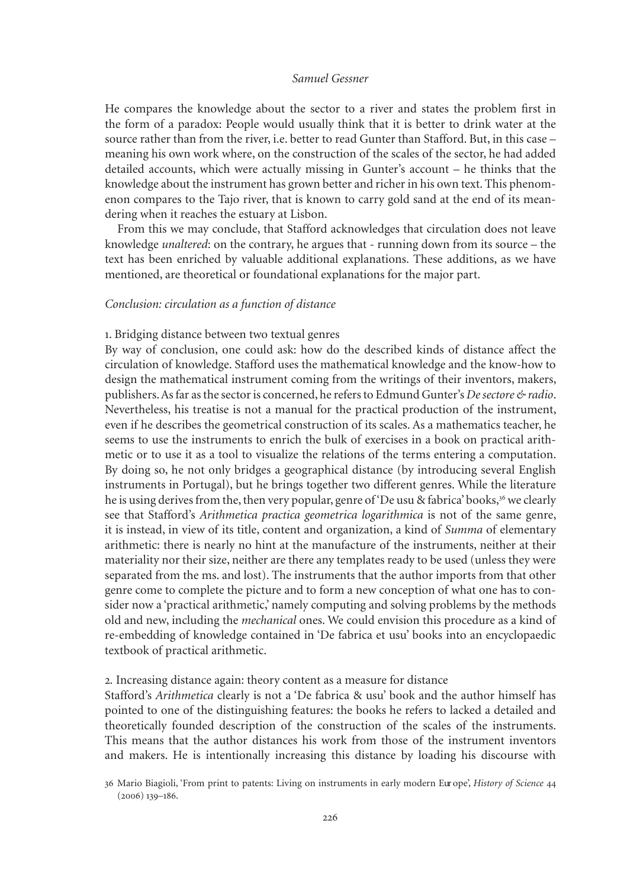He compares the knowledge about the sector to a river and states the problem first in the form of a paradox: People would usually think that it is better to drink water at the source rather than from the river, i.e. better to read Gunter than Stafford. But, in this case – meaning his own work where, on the construction of the scales of the sector, he had added detailed accounts, which were actually missing in Gunter's account – he thinks that the knowledge about the instrument has grown better and richer in his own text. This phenomenon compares to the Tajo river, that is known to carry gold sand at the end of its meandering when it reaches the estuary at Lisbon.

From this we may conclude, that Stafford acknowledges that circulation does not leave knowledge *unaltered*: on the contrary, he argues that - running down from its source – the text has been enriched by valuable additional explanations. These additions, as we have mentioned, are theoretical or foundational explanations for the major part.

### *Conclusion: circulation as a function of distance*

#### 1. Bridging distance between two textual genres

By way of conclusion, one could ask: how do the described kinds of distance affect the circulation of knowledge. Stafford uses the mathematical knowledge and the know-how to design the mathematical instrument coming from the writings of their inventors, makers, publishers. As far as the sector is concerned, he refers to Edmund Gunter's *De sectore & radio*. Nevertheless, his treatise is not a manual for the practical production of the instrument, even if he describes the geometrical construction of its scales. As a mathematics teacher, he seems to use the instruments to enrich the bulk of exercises in a book on practical arithmetic or to use it as a tool to visualize the relations of the terms entering a computation. By doing so, he not only bridges a geographical distance (by introducing several English instruments in Portugal), but he brings together two different genres. While the literature he is using derives from the, then very popular, genre of 'De usu & fabrica' books,[36] we clearly see that Stafford's *Arithmetica practica geometrica logarithmica* is not of the same genre, it is instead, in view of its title, content and organization, a kind of *Summa* of elementary arithmetic: there is nearly no hint at the manufacture of the instruments, neither at their materiality nor their size, neither are there any templates ready to be used (unless they were separated from the ms. and lost). The instruments that the author imports from that other genre come to complete the picture and to form a new conception of what one has to consider now a 'practical arithmetic,' namely computing and solving problems by the methods old and new, including the *mechanical* ones. We could envision this procedure as a kind of re-embedding of knowledge contained in 'De fabrica et usu' books into an encyclopaedic textbook of practical arithmetic.

#### 2. Increasing distance again: theory content as a measure for distance

Stafford's *Arithmetica* clearly is not a 'De fabrica & usu' book and the author himself has pointed to one of the distinguishing features: the books he refers to lacked a detailed and theoretically founded description of the construction of the scales of the instruments. This means that the author distances his work from those of the instrument inventors and makers. He is intentionally increasing this distance by loading his discourse with

36 Mario Biagioli, 'From print to patents: Living on instruments in early modern Europe', *History of Science* 44 (2006) 139–186.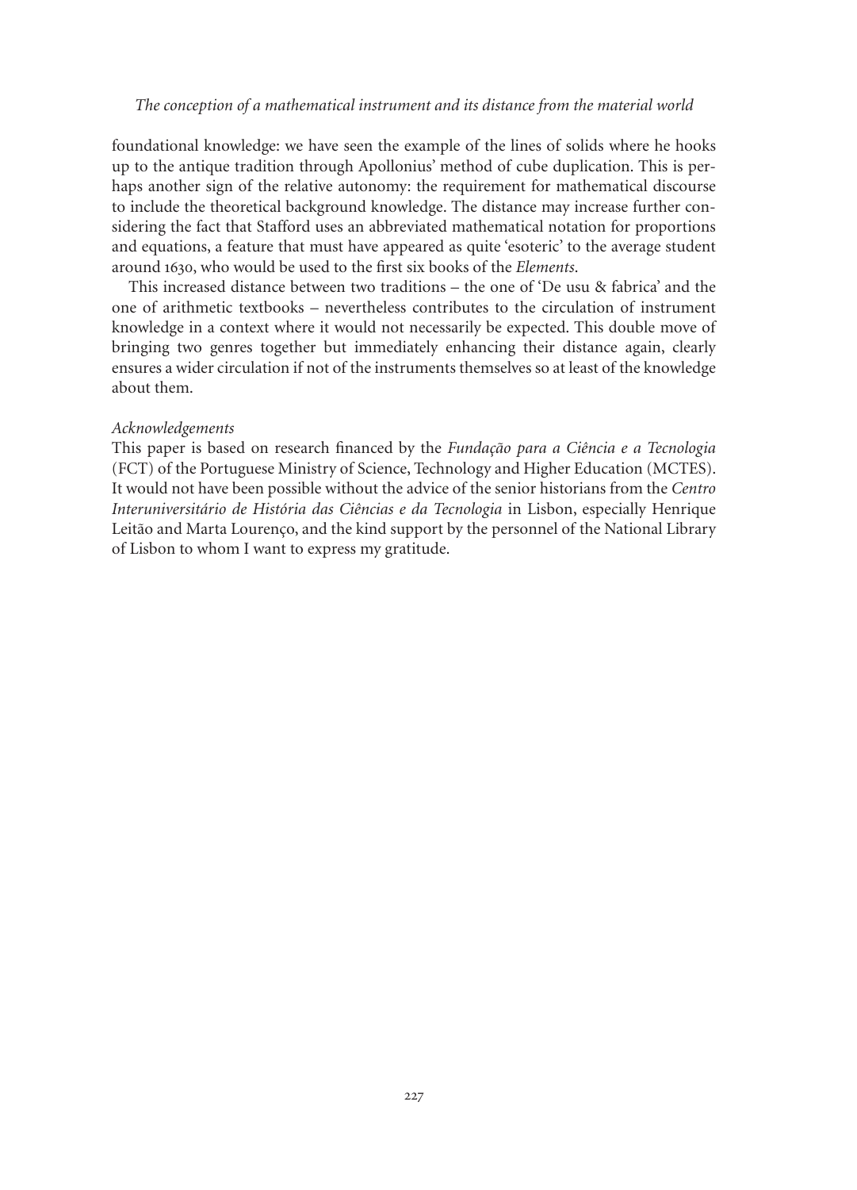foundational knowledge: we have seen the example of the lines of solids where he hooks up to the antique tradition through Apollonius' method of cube duplication. This is perhaps another sign of the relative autonomy: the requirement for mathematical discourse to include the theoretical background knowledge. The distance may increase further considering the fact that Stafford uses an abbreviated mathematical notation for proportions and equations, a feature that must have appeared as quite 'esoteric' to the average student around 1630, who would be used to the first six books of the *Elements*.

This increased distance between two traditions – the one of 'De usu & fabrica' and the one of arithmetic textbooks – nevertheless contributes to the circulation of instrument knowledge in a context where it would not necessarily be expected. This double move of bringing two genres together but immediately enhancing their distance again, clearly ensures a wider circulation if not of the instruments themselves so at least of the knowledge about them.

*Acknowledgements*

This paper is based on research financed by the *Fundação para a Ciência e a Tecnologia* (FCT) of the Portuguese Ministry of Science, Technology and Higher Education (MCTES). It would not have been possible without the advice of the senior historians from the *Centro Interuniversitário de História das Ciências e da Tecnologia* in Lisbon, especially Henrique Leitão and Marta Lourenço, and the kind support by the personnel of the National Library of Lisbon to whom I want to express my gratitude.